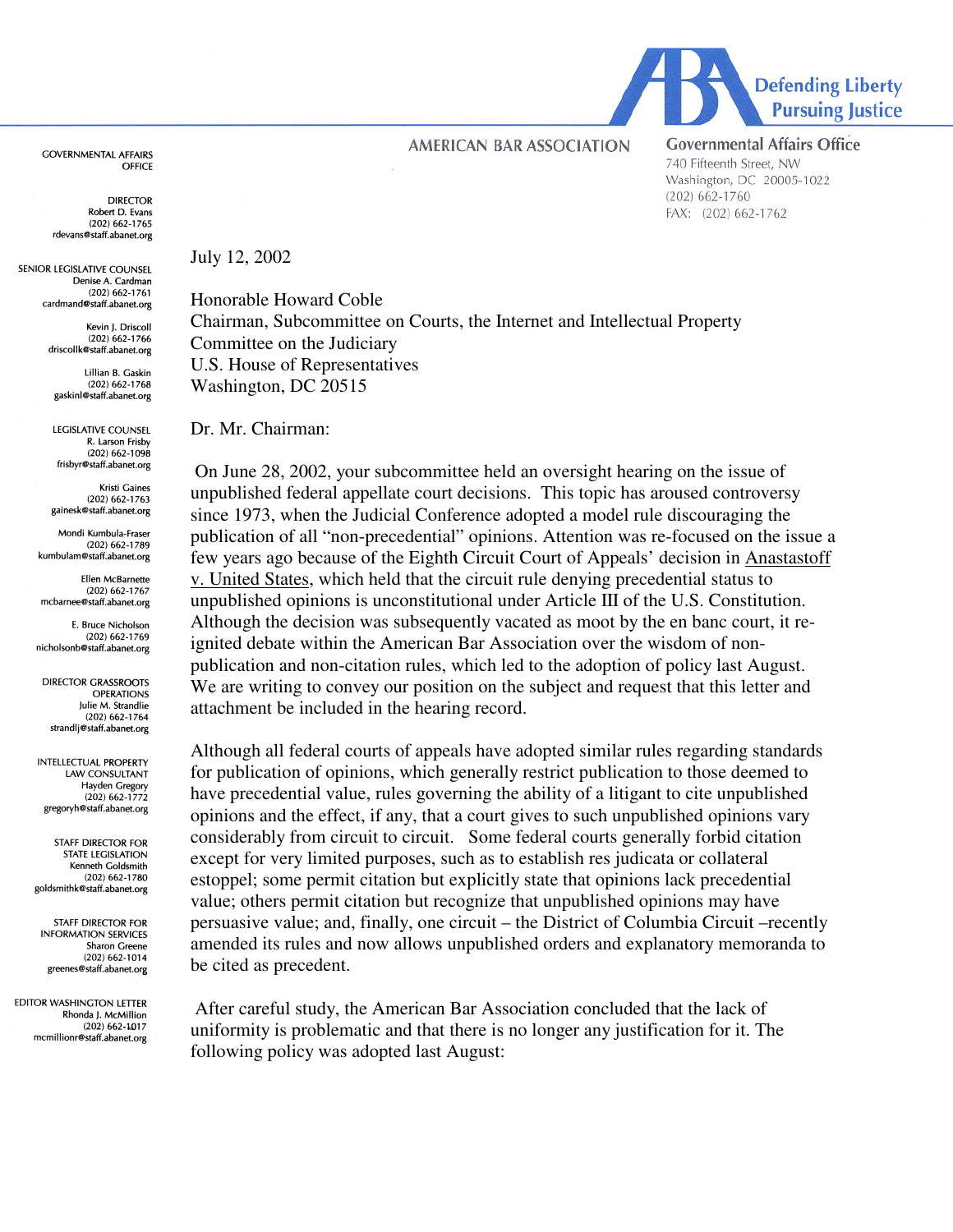AMERICAN BAR ASSOCIATION

Defending Liberty
Pursuing Justice

**Governmental Affairs Office**
740 Fifteenth Street, NW
Washington, DC 20005-1022
(202) 662-1760
FAX: (202) 662-1762

GOVERNMENTAL AFFAIRS OFFICE

DIRECTOR
Robert D. Evans
(202) 662-1765
rdevans@staff.abanet.org

SENIOR LEGISLATIVE COUNSEL
Denise A. Cardman
(202) 662-1761
cardmand@staff.abanet.org

Kevin J. Driscoll
(202) 662-1766
driscollk@staff.abanet.org

Lillian B. Gaskin
(202) 662-1768
gaskinl@staff.abanet.org

LEGISLATIVE COUNSEL
R. Larson Frisby
(202) 662-1098
frisbyr@staff.abanet.org

Kristi Gaines
(202) 662-1763
gainesk@staff.abanet.org

Mondi Kumbula-Fraser
(202) 662-1789
kumbulam@staff.abanet.org

Ellen McBarnette
(202) 662-1767
mcbarnee@staff.abanet.org

E. Bruce Nicholson
(202) 662-1769
nicholsonb@staff.abanet.org

DIRECTOR GRASSROOTS OPERATIONS
Julie M. Strandlie
(202) 662-1764
strandlj@staff.abanet.org

INTELLECTUAL PROPERTY LAW CONSULTANT
Hayden Gregory
(202) 662-1772
gregoryh@staff.abanet.org

STAFF DIRECTOR FOR STATE LEGISLATION
Kenneth Goldsmith
(202) 662-1780
goldsmithk@staff.abanet.org

STAFF DIRECTOR FOR INFORMATION SERVICES
Sharon Greene
(202) 662-1014
greenes@staff.abanet.org

EDITOR WASHINGTON LETTER
Rhonda J. McMillion
(202) 662-1017
mcmillionr@staff.abanet.org

July 12, 2002

Honorable Howard Coble
Chairman, Subcommittee on Courts, the Internet and Intellectual Property
Committee on the Judiciary
U.S. House of Representatives
Washington, DC 20515

Dr. Mr. Chairman:

On June 28, 2002, your subcommittee held an oversight hearing on the issue of unpublished federal appellate court decisions. This topic has aroused controversy since 1973, when the Judicial Conference adopted a model rule discouraging the publication of all "non-precedential" opinions. Attention was re-focused on the issue a few years ago because of the Eighth Circuit Court of Appeals' decision in Anastastoff v. United States, which held that the circuit rule denying precedential status to unpublished opinions is unconstitutional under Article III of the U.S. Constitution. Although the decision was subsequently vacated as moot by the en banc court, it re-ignited debate within the American Bar Association over the wisdom of non-publication and non-citation rules, which led to the adoption of policy last August. We are writing to convey our position on the subject and request that this letter and attachment be included in the hearing record.

Although all federal courts of appeals have adopted similar rules regarding standards for publication of opinions, which generally restrict publication to those deemed to have precedential value, rules governing the ability of a litigant to cite unpublished opinions and the effect, if any, that a court gives to such unpublished opinions vary considerably from circuit to circuit. Some federal courts generally forbid citation except for very limited purposes, such as to establish res judicata or collateral estoppel; some permit citation but explicitly state that opinions lack precedential value; others permit citation but recognize that unpublished opinions may have persuasive value; and, finally, one circuit – the District of Columbia Circuit –recently amended its rules and now allows unpublished orders and explanatory memoranda to be cited as precedent.

After careful study, the American Bar Association concluded that the lack of uniformity is problematic and that there is no longer any justification for it. The following policy was adopted last August: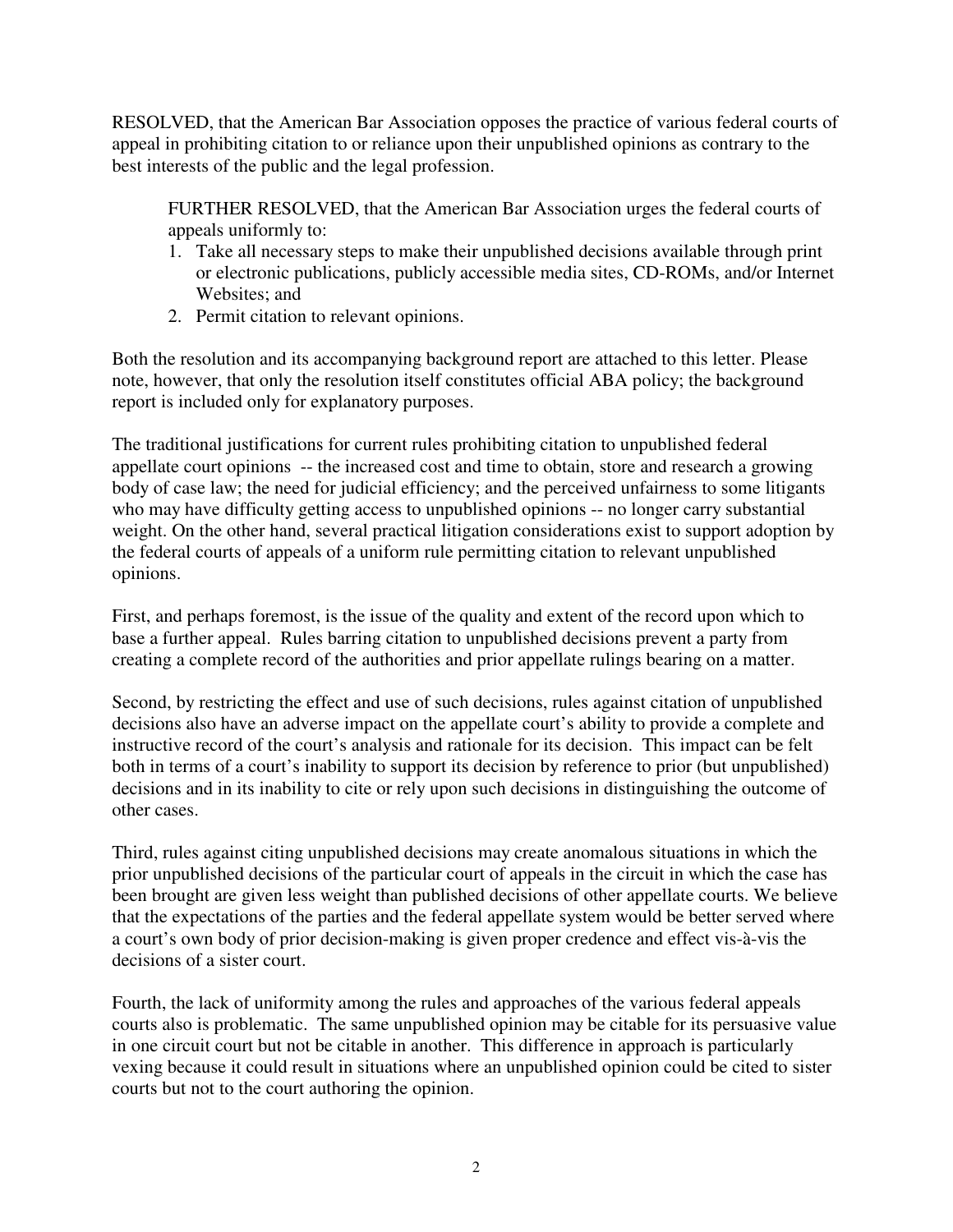RESOLVED, that the American Bar Association opposes the practice of various federal courts of appeal in prohibiting citation to or reliance upon their unpublished opinions as contrary to the best interests of the public and the legal profession.

> FURTHER RESOLVED, that the American Bar Association urges the federal courts of appeals uniformly to:
>
> 1. Take all necessary steps to make their unpublished decisions available through print or electronic publications, publicly accessible media sites, CD-ROMs, and/or Internet Websites; and
> 2. Permit citation to relevant opinions.

Both the resolution and its accompanying background report are attached to this letter. Please note, however, that only the resolution itself constitutes official ABA policy; the background report is included only for explanatory purposes.

The traditional justifications for current rules prohibiting citation to unpublished federal appellate court opinions -- the increased cost and time to obtain, store and research a growing body of case law; the need for judicial efficiency; and the perceived unfairness to some litigants who may have difficulty getting access to unpublished opinions -- no longer carry substantial weight. On the other hand, several practical litigation considerations exist to support adoption by the federal courts of appeals of a uniform rule permitting citation to relevant unpublished opinions.

First, and perhaps foremost, is the issue of the quality and extent of the record upon which to base a further appeal. Rules barring citation to unpublished decisions prevent a party from creating a complete record of the authorities and prior appellate rulings bearing on a matter.

Second, by restricting the effect and use of such decisions, rules against citation of unpublished decisions also have an adverse impact on the appellate court's ability to provide a complete and instructive record of the court's analysis and rationale for its decision. This impact can be felt both in terms of a court's inability to support its decision by reference to prior (but unpublished) decisions and in its inability to cite or rely upon such decisions in distinguishing the outcome of other cases.

Third, rules against citing unpublished decisions may create anomalous situations in which the prior unpublished decisions of the particular court of appeals in the circuit in which the case has been brought are given less weight than published decisions of other appellate courts. We believe that the expectations of the parties and the federal appellate system would be better served where a court's own body of prior decision-making is given proper credence and effect vis-à-vis the decisions of a sister court.

Fourth, the lack of uniformity among the rules and approaches of the various federal appeals courts also is problematic. The same unpublished opinion may be citable for its persuasive value in one circuit court but not be citable in another. This difference in approach is particularly vexing because it could result in situations where an unpublished opinion could be cited to sister courts but not to the court authoring the opinion.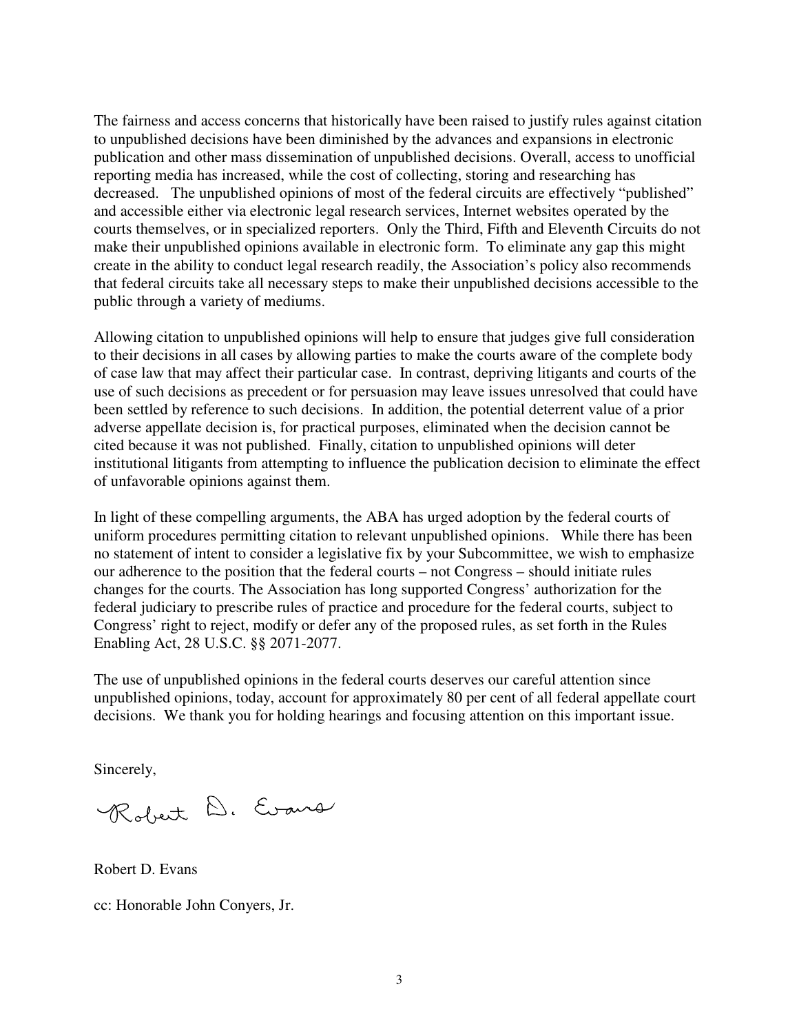The fairness and access concerns that historically have been raised to justify rules against citation to unpublished decisions have been diminished by the advances and expansions in electronic publication and other mass dissemination of unpublished decisions. Overall, access to unofficial reporting media has increased, while the cost of collecting, storing and researching has decreased. The unpublished opinions of most of the federal circuits are effectively "published" and accessible either via electronic legal research services, Internet websites operated by the courts themselves, or in specialized reporters. Only the Third, Fifth and Eleventh Circuits do not make their unpublished opinions available in electronic form. To eliminate any gap this might create in the ability to conduct legal research readily, the Association's policy also recommends that federal circuits take all necessary steps to make their unpublished decisions accessible to the public through a variety of mediums.

Allowing citation to unpublished opinions will help to ensure that judges give full consideration to their decisions in all cases by allowing parties to make the courts aware of the complete body of case law that may affect their particular case. In contrast, depriving litigants and courts of the use of such decisions as precedent or for persuasion may leave issues unresolved that could have been settled by reference to such decisions. In addition, the potential deterrent value of a prior adverse appellate decision is, for practical purposes, eliminated when the decision cannot be cited because it was not published. Finally, citation to unpublished opinions will deter institutional litigants from attempting to influence the publication decision to eliminate the effect of unfavorable opinions against them.

In light of these compelling arguments, the ABA has urged adoption by the federal courts of uniform procedures permitting citation to relevant unpublished opinions. While there has been no statement of intent to consider a legislative fix by your Subcommittee, we wish to emphasize our adherence to the position that the federal courts – not Congress – should initiate rules changes for the courts. The Association has long supported Congress' authorization for the federal judiciary to prescribe rules of practice and procedure for the federal courts, subject to Congress' right to reject, modify or defer any of the proposed rules, as set forth in the Rules Enabling Act, 28 U.S.C. §§ 2071-2077.

The use of unpublished opinions in the federal courts deserves our careful attention since unpublished opinions, today, account for approximately 80 per cent of all federal appellate court decisions. We thank you for holding hearings and focusing attention on this important issue.

Sincerely,

Robert D. Evans

Robert D. Evans

cc: Honorable John Conyers, Jr.